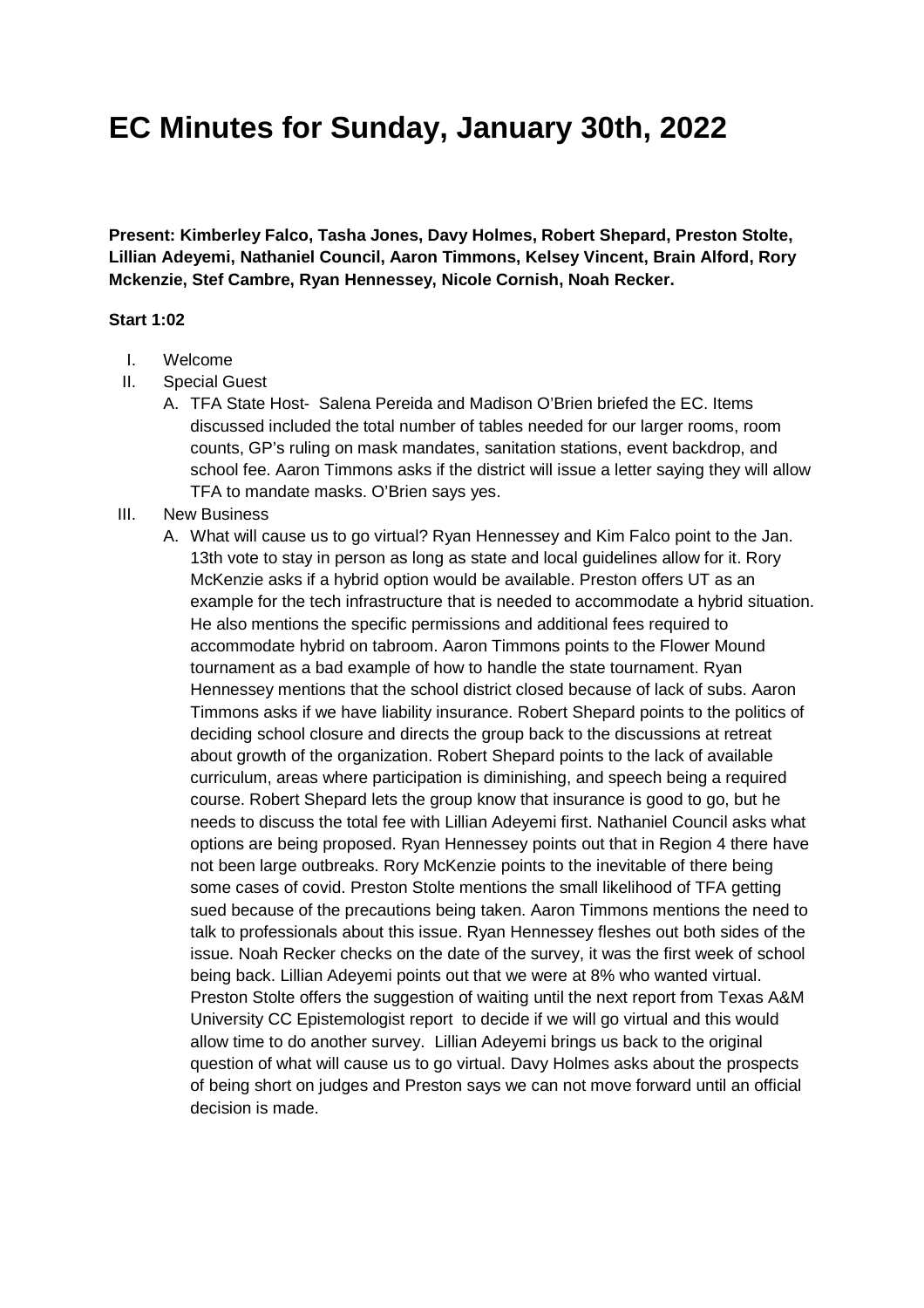# EC Minutes for Sunday, January 30th, 2022

**Present: Kimberley Falco, Tasha Jones, Davy Holmes, Robert Shepard, Preston Stolte, Lillian Adeyemi, Nathaniel Council, Aaron Timmons, Kelsey Vincent, Brain Alford, Rory Mckenzie, Stef Cambre, Ryan Hennessey, Nicole Cornish, Noah Recker.**

**Start 1:02**

I. Welcome

II. Special Guest

   A. TFA State Host- Salena Pereida and Madison O'Brien briefed the EC. Items discussed included the total number of tables needed for our larger rooms, room counts, GP's ruling on mask mandates, sanitation stations, event backdrop, and school fee. Aaron Timmons asks if the district will issue a letter saying they will allow TFA to mandate masks. O'Brien says yes.

III. New Business

   A. What will cause us to go virtual? Ryan Hennessey and Kim Falco point to the Jan. 13th vote to stay in person as long as state and local guidelines allow for it. Rory McKenzie asks if a hybrid option would be available. Preston offers UT as an example for the tech infrastructure that is needed to accommodate a hybrid situation. He also mentions the specific permissions and additional fees required to accommodate hybrid on tabroom. Aaron Timmons points to the Flower Mound tournament as a bad example of how to handle the state tournament. Ryan Hennessey mentions that the school district closed because of lack of subs. Aaron Timmons asks if we have liability insurance. Robert Shepard points to the politics of deciding school closure and directs the group back to the discussions at retreat about growth of the organization. Robert Shepard points to the lack of available curriculum, areas where participation is diminishing, and speech being a required course. Robert Shepard lets the group know that insurance is good to go, but he needs to discuss the total fee with Lillian Adeyemi first. Nathaniel Council asks what options are being proposed. Ryan Hennessey points out that in Region 4 there have not been large outbreaks. Rory McKenzie points to the inevitable of there being some cases of covid. Preston Stolte mentions the small likelihood of TFA getting sued because of the precautions being taken. Aaron Timmons mentions the need to talk to professionals about this issue. Ryan Hennessey fleshes out both sides of the issue. Noah Recker checks on the date of the survey, it was the first week of school being back. Lillian Adeyemi points out that we were at 8% who wanted virtual. Preston Stolte offers the suggestion of waiting until the next report from Texas A&M University CC Epistemologist report to decide if we will go virtual and this would allow time to do another survey. Lillian Adeyemi brings us back to the original question of what will cause us to go virtual. Davy Holmes asks about the prospects of being short on judges and Preston says we can not move forward until an official decision is made.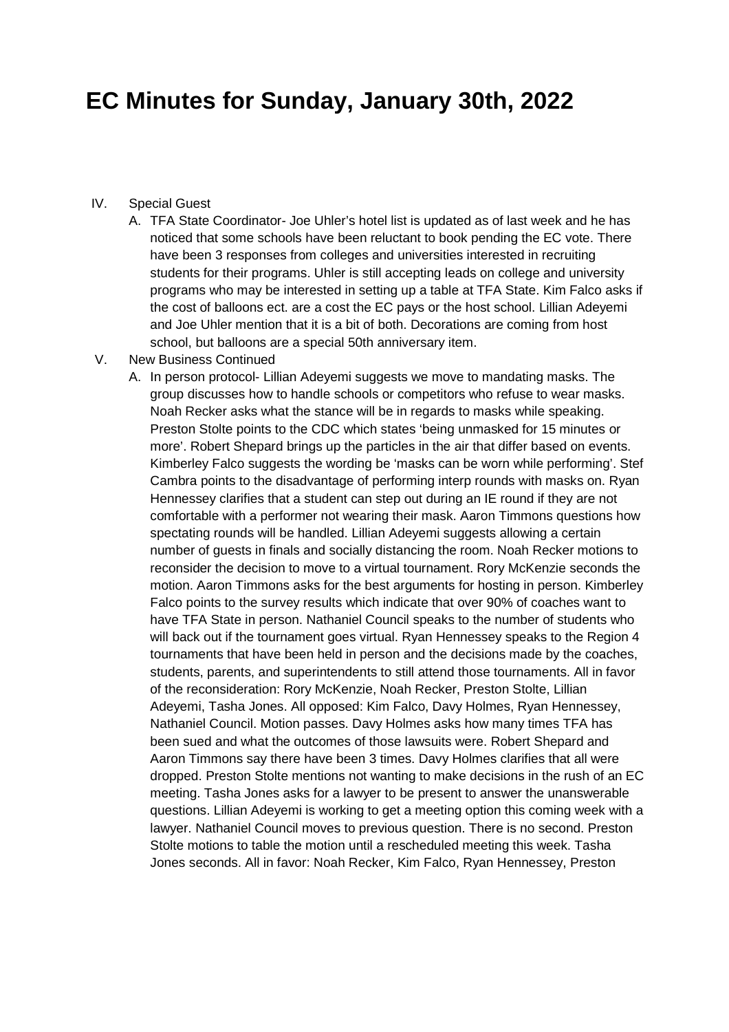# EC Minutes for Sunday, January 30th, 2022

IV. Special Guest

   A. TFA State Coordinator- Joe Uhler's hotel list is updated as of last week and he has noticed that some schools have been reluctant to book pending the EC vote. There have been 3 responses from colleges and universities interested in recruiting students for their programs. Uhler is still accepting leads on college and university programs who may be interested in setting up a table at TFA State. Kim Falco asks if the cost of balloons ect. are a cost the EC pays or the host school. Lillian Adeyemi and Joe Uhler mention that it is a bit of both. Decorations are coming from host school, but balloons are a special 50th anniversary item.

V. New Business Continued

   A. In person protocol- Lillian Adeyemi suggests we move to mandating masks. The group discusses how to handle schools or competitors who refuse to wear masks. Noah Recker asks what the stance will be in regards to masks while speaking. Preston Stolte points to the CDC which states 'being unmasked for 15 minutes or more'. Robert Shepard brings up the particles in the air that differ based on events. Kimberley Falco suggests the wording be 'masks can be worn while performing'. Stef Cambra points to the disadvantage of performing interp rounds with masks on. Ryan Hennessey clarifies that a student can step out during an IE round if they are not comfortable with a performer not wearing their mask. Aaron Timmons questions how spectating rounds will be handled. Lillian Adeyemi suggests allowing a certain number of guests in finals and socially distancing the room. Noah Recker motions to reconsider the decision to move to a virtual tournament. Rory McKenzie seconds the motion. Aaron Timmons asks for the best arguments for hosting in person. Kimberley Falco points to the survey results which indicate that over 90% of coaches want to have TFA State in person. Nathaniel Council speaks to the number of students who will back out if the tournament goes virtual. Ryan Hennessey speaks to the Region 4 tournaments that have been held in person and the decisions made by the coaches, students, parents, and superintendents to still attend those tournaments. All in favor of the reconsideration: Rory McKenzie, Noah Recker, Preston Stolte, Lillian Adeyemi, Tasha Jones. All opposed: Kim Falco, Davy Holmes, Ryan Hennessey, Nathaniel Council. Motion passes. Davy Holmes asks how many times TFA has been sued and what the outcomes of those lawsuits were. Robert Shepard and Aaron Timmons say there have been 3 times. Davy Holmes clarifies that all were dropped. Preston Stolte mentions not wanting to make decisions in the rush of an EC meeting. Tasha Jones asks for a lawyer to be present to answer the unanswerable questions. Lillian Adeyemi is working to get a meeting option this coming week with a lawyer. Nathaniel Council moves to previous question. There is no second. Preston Stolte motions to table the motion until a rescheduled meeting this week. Tasha Jones seconds. All in favor: Noah Recker, Kim Falco, Ryan Hennessey, Preston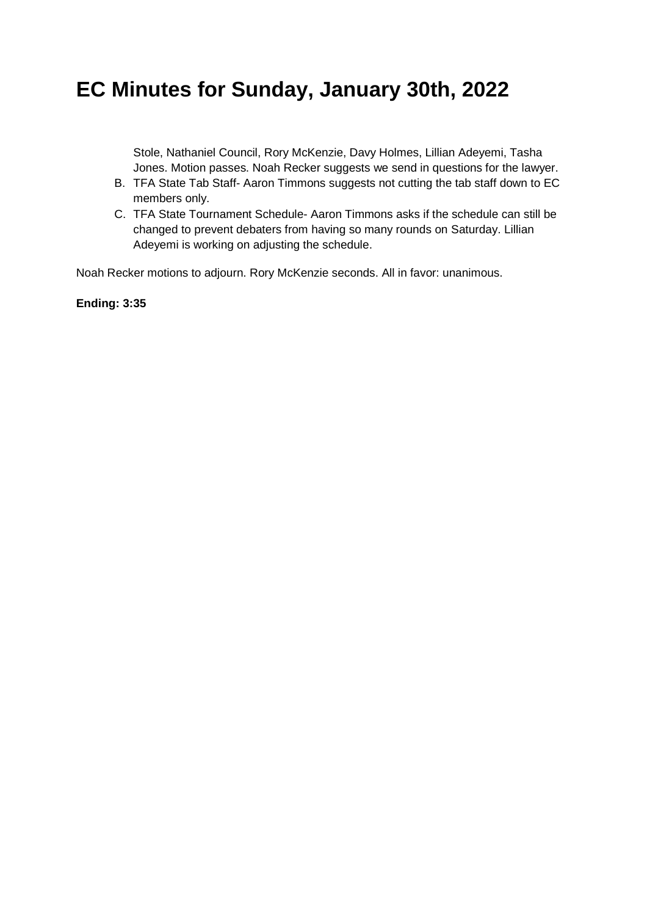# EC Minutes for Sunday, January 30th, 2022

Stole, Nathaniel Council, Rory McKenzie, Davy Holmes, Lillian Adeyemi, Tasha Jones. Motion passes. Noah Recker suggests we send in questions for the lawyer.

B. TFA State Tab Staff- Aaron Timmons suggests not cutting the tab staff down to EC members only.
C. TFA State Tournament Schedule- Aaron Timmons asks if the schedule can still be changed to prevent debaters from having so many rounds on Saturday. Lillian Adeyemi is working on adjusting the schedule.

Noah Recker motions to adjourn. Rory McKenzie seconds. All in favor: unanimous.

**Ending: 3:35**